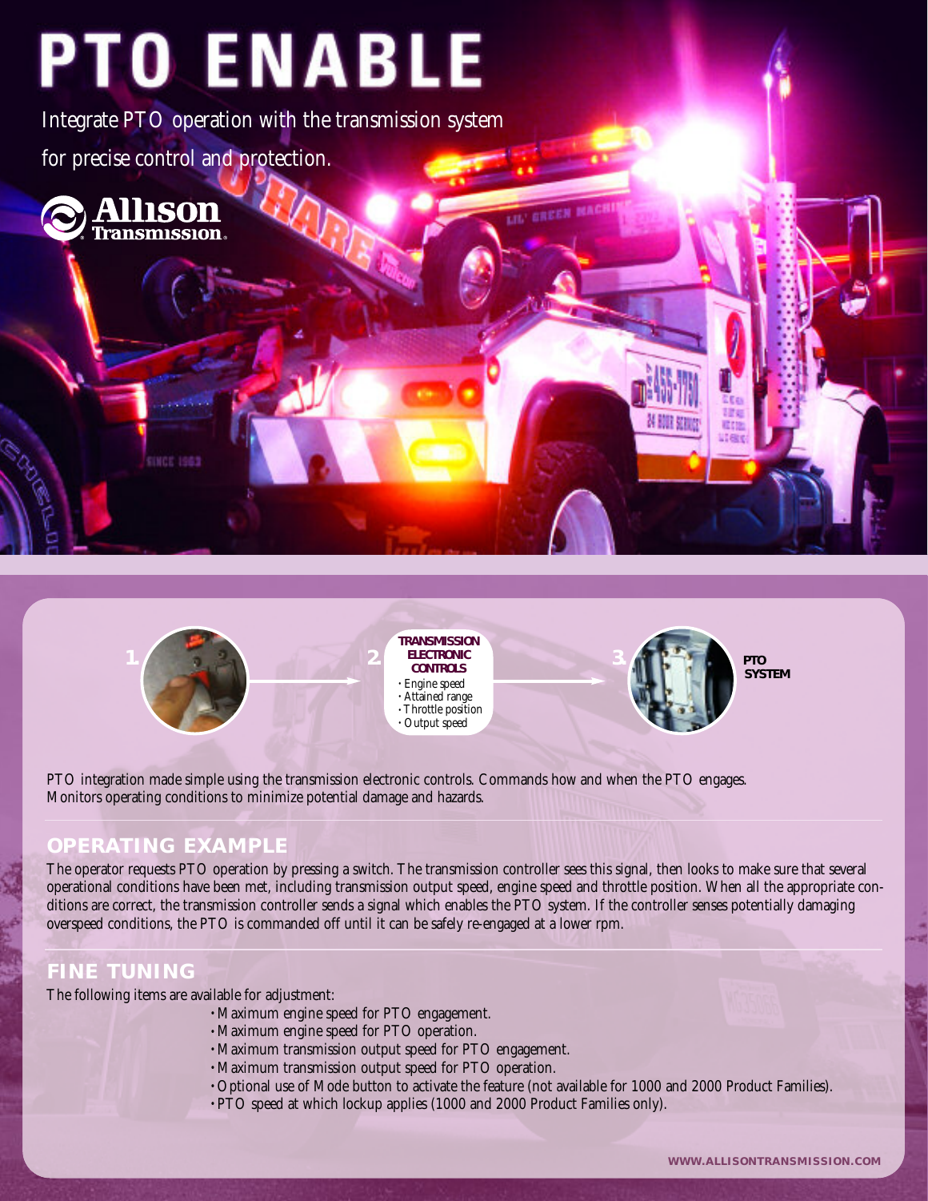# PTO ENABLE

*Integrate PTO operation with the transmission system for precise control and protection.*

Allison Transmission

1. → 2. **TRANSMISSION ELECTRONIC CONTROLS**
- Engine speed
- Attained range
- Throttle position
- Output speed

→ 3. **PTO SYSTEM**

PTO integration made simple using the transmission electronic controls. Commands how and when the PTO engages. Monitors operating conditions to minimize potential damage and hazards.

## OPERATING EXAMPLE

The operator requests PTO operation by pressing a switch. The transmission controller sees this signal, then looks to make sure that several operational conditions have been met, including transmission output speed, engine speed and throttle position. When all the appropriate conditions are correct, the transmission controller sends a signal which enables the PTO system. If the controller senses potentially damaging overspeed conditions, the PTO is commanded off until it can be safely re-engaged at a lower rpm.

## FINE TUNING

The following items are available for adjustment:

- Maximum engine speed for PTO engagement.
- Maximum engine speed for PTO operation.
- Maximum transmission output speed for PTO engagement.
- Maximum transmission output speed for PTO operation.
- Optional use of Mode button to activate the feature (not available for 1000 and 2000 Product Families).
- PTO speed at which lockup applies (1000 and 2000 Product Families only).

WWW.ALLISONTRANSMISSION.COM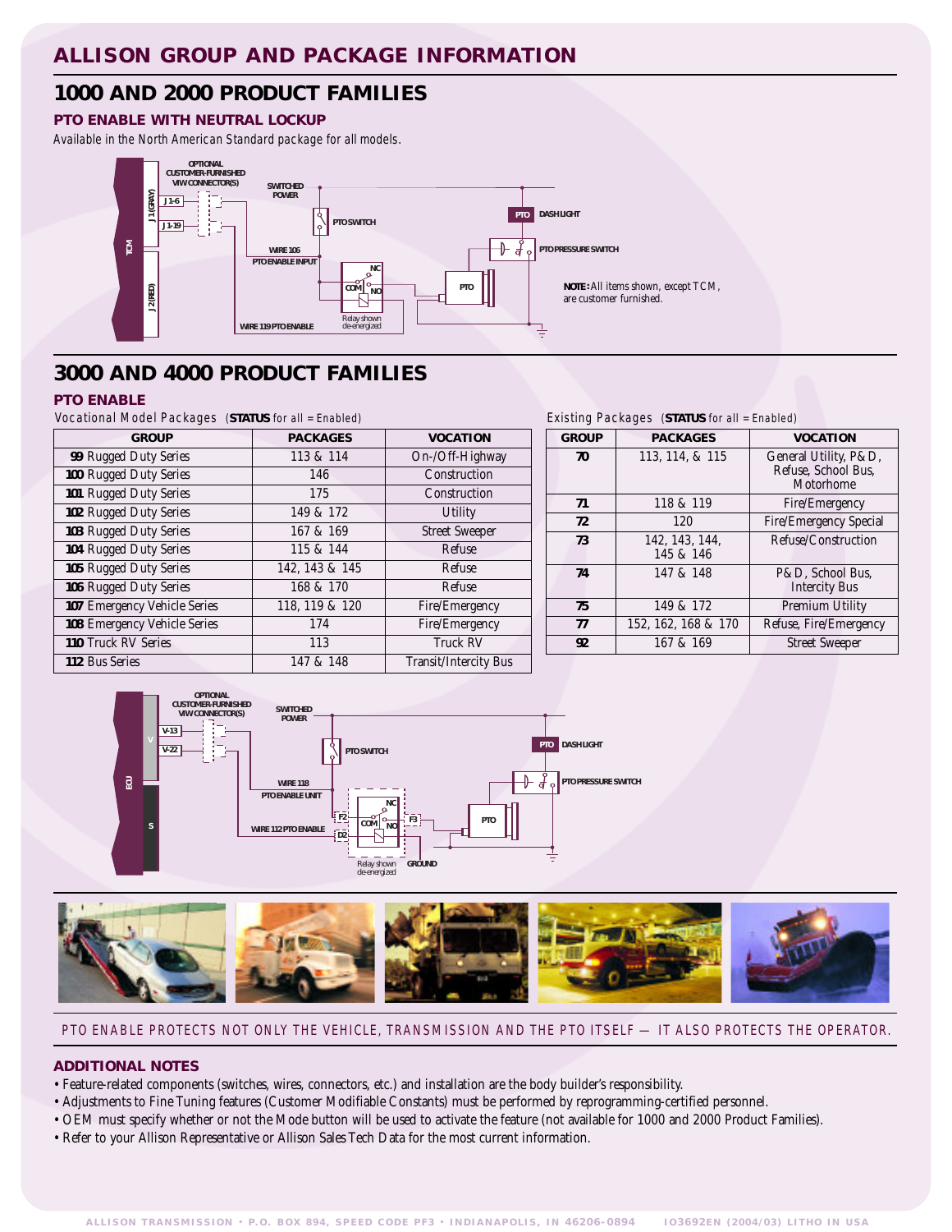# ALLISON GROUP AND PACKAGE INFORMATION

## 1000 AND 2000 PRODUCT FAMILIES

### PTO ENABLE WITH NEUTRAL LOCKUP

Available in the North American Standard package for all models.

OPTIONAL CUSTOMER-FURNISHED VIW CONNECTOR(S)
J1 (GRAY)
J1-6
J1-19
TCM
J2 (RED)
SWITCHED POWER
PTO SWITCH
WIRE 106 PTO ENABLE INPUT
WIRE 119 PTO ENABLE
NC
COM
NO
Relay shown de-energized
PTO
PTO DASH LIGHT
PTO PRESSURE SWITCH

**NOTE:** All items shown, except TCM, are customer furnished.

## 3000 AND 4000 PRODUCT FAMILIES

### PTO ENABLE

Vocational Model Packages (**STATUS** for all = Enabled)

| GROUP | PACKAGES | VOCATION |
|---|---|---|
| **99** Rugged Duty Series | 113 & 114 | On-/Off-Highway |
| **100** Rugged Duty Series | 146 | Construction |
| **101** Rugged Duty Series | 175 | Construction |
| **102** Rugged Duty Series | 149 & 172 | Utility |
| **103** Rugged Duty Series | 167 & 169 | Street Sweeper |
| **104** Rugged Duty Series | 115 & 144 | Refuse |
| **105** Rugged Duty Series | 142, 143 & 145 | Refuse |
| **106** Rugged Duty Series | 168 & 170 | Refuse |
| **107** Emergency Vehicle Series | 118, 119 & 120 | Fire/Emergency |
| **108** Emergency Vehicle Series | 174 | Fire/Emergency |
| **110** Truck RV Series | 113 | Truck RV |
| **112** Bus Series | 147 & 148 | Transit/Intercity Bus |

Existing Packages (**STATUS** for all = Enabled)

| GROUP | PACKAGES | VOCATION |
|---|---|---|
| **70** | 113, 114, & 115 | General Utility, P&D, Refuse, School Bus, Motorhome |
| **71** | 118 & 119 | Fire/Emergency |
| **72** | 120 | Fire/Emergency Special |
| **73** | 142, 143, 144, 145 & 146 | Refuse/Construction |
| **74** | 147 & 148 | P&D, School Bus, Intercity Bus |
| **75** | 149 & 172 | Premium Utility |
| **77** | 152, 162, 168 & 170 | Refuse, Fire/Emergency |
| **92** | 167 & 169 | Street Sweeper |

OPTIONAL CUSTOMER-FURNISHED VIW CONNECTOR(S)
ECU
V
V-13
V-22
S
SWITCHED POWER
PTO SWITCH
WIRE 118 PTO ENABLE UNIT
WIRE 112 PTO ENABLE
F2
D2
F3
NC
COM
NO
Relay shown de-energized
GROUND
PTO
PTO DASH LIGHT
PTO PRESSURE SWITCH

PTO ENABLE PROTECTS NOT ONLY THE VEHICLE, TRANSMISSION AND THE PTO ITSELF — IT ALSO PROTECTS THE OPERATOR.

### ADDITIONAL NOTES

- Feature-related components (switches, wires, connectors, etc.) and installation are the body builder's responsibility.
- Adjustments to Fine Tuning features (Customer Modifiable Constants) must be performed by reprogramming-certified personnel.
- OEM must specify whether or not the Mode button will be used to activate the feature (not available for 1000 and 2000 Product Families).
- Refer to your Allison Representative or Allison Sales Tech Data for the most current information.

ALLISON TRANSMISSION • P.O. BOX 894, SPEED CODE PF3 • INDIANAPOLIS, IN 46206-0894 IO3692EN (2004/03) LITHO IN USA